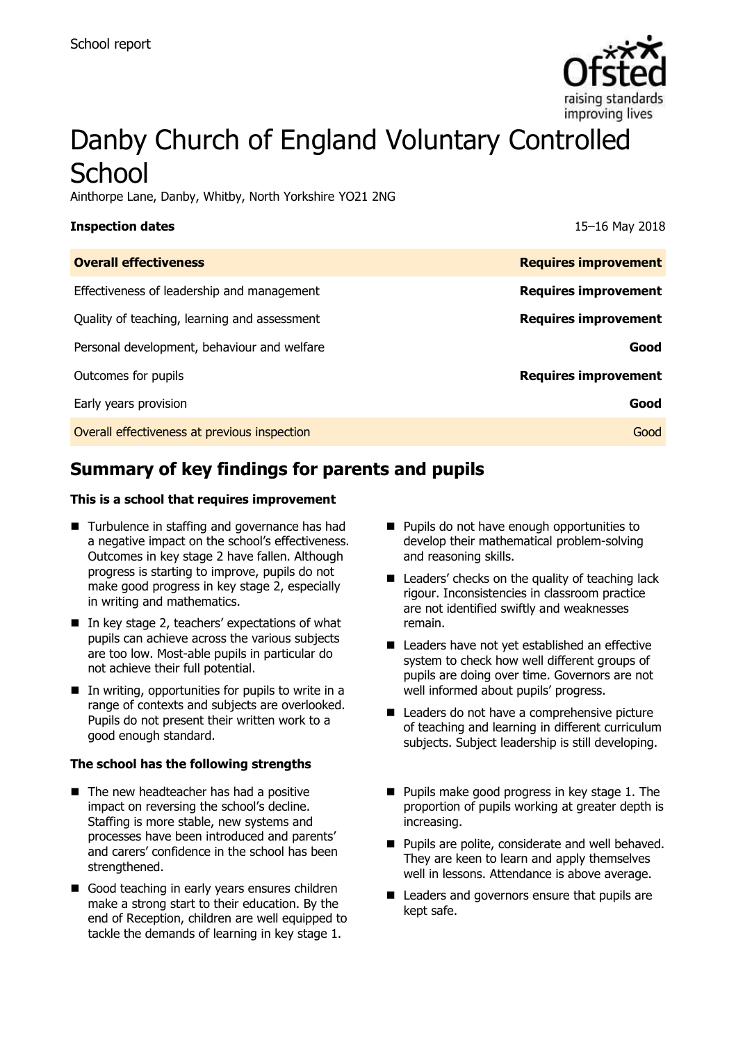School report

# Danby Church of England Voluntary Controlled School

Ainthorpe Lane, Danby, Whitby, North Yorkshire YO21 2NG

**Inspection dates** 15–16 May 2018

| **Overall effectiveness** | **Requires improvement** |
|---|---|
| Effectiveness of leadership and management | **Requires improvement** |
| Quality of teaching, learning and assessment | **Requires improvement** |
| Personal development, behaviour and welfare | **Good** |
| Outcomes for pupils | **Requires improvement** |
| Early years provision | **Good** |
| Overall effectiveness at previous inspection | Good |

## Summary of key findings for parents and pupils

**This is a school that requires improvement**

- Turbulence in staffing and governance has had a negative impact on the school's effectiveness. Outcomes in key stage 2 have fallen. Although progress is starting to improve, pupils do not make good progress in key stage 2, especially in writing and mathematics.
- In key stage 2, teachers' expectations of what pupils can achieve across the various subjects are too low. Most-able pupils in particular do not achieve their full potential.
- In writing, opportunities for pupils to write in a range of contexts and subjects are overlooked. Pupils do not present their written work to a good enough standard.
- Pupils do not have enough opportunities to develop their mathematical problem-solving and reasoning skills.
- Leaders' checks on the quality of teaching lack rigour. Inconsistencies in classroom practice are not identified swiftly and weaknesses remain.
- Leaders have not yet established an effective system to check how well different groups of pupils are doing over time. Governors are not well informed about pupils' progress.
- Leaders do not have a comprehensive picture of teaching and learning in different curriculum subjects. Subject leadership is still developing.

**The school has the following strengths**

- The new headteacher has had a positive impact on reversing the school's decline. Staffing is more stable, new systems and processes have been introduced and parents' and carers' confidence in the school has been strengthened.
- Good teaching in early years ensures children make a strong start to their education. By the end of Reception, children are well equipped to tackle the demands of learning in key stage 1.
- Pupils make good progress in key stage 1. The proportion of pupils working at greater depth is increasing.
- Pupils are polite, considerate and well behaved. They are keen to learn and apply themselves well in lessons. Attendance is above average.
- Leaders and governors ensure that pupils are kept safe.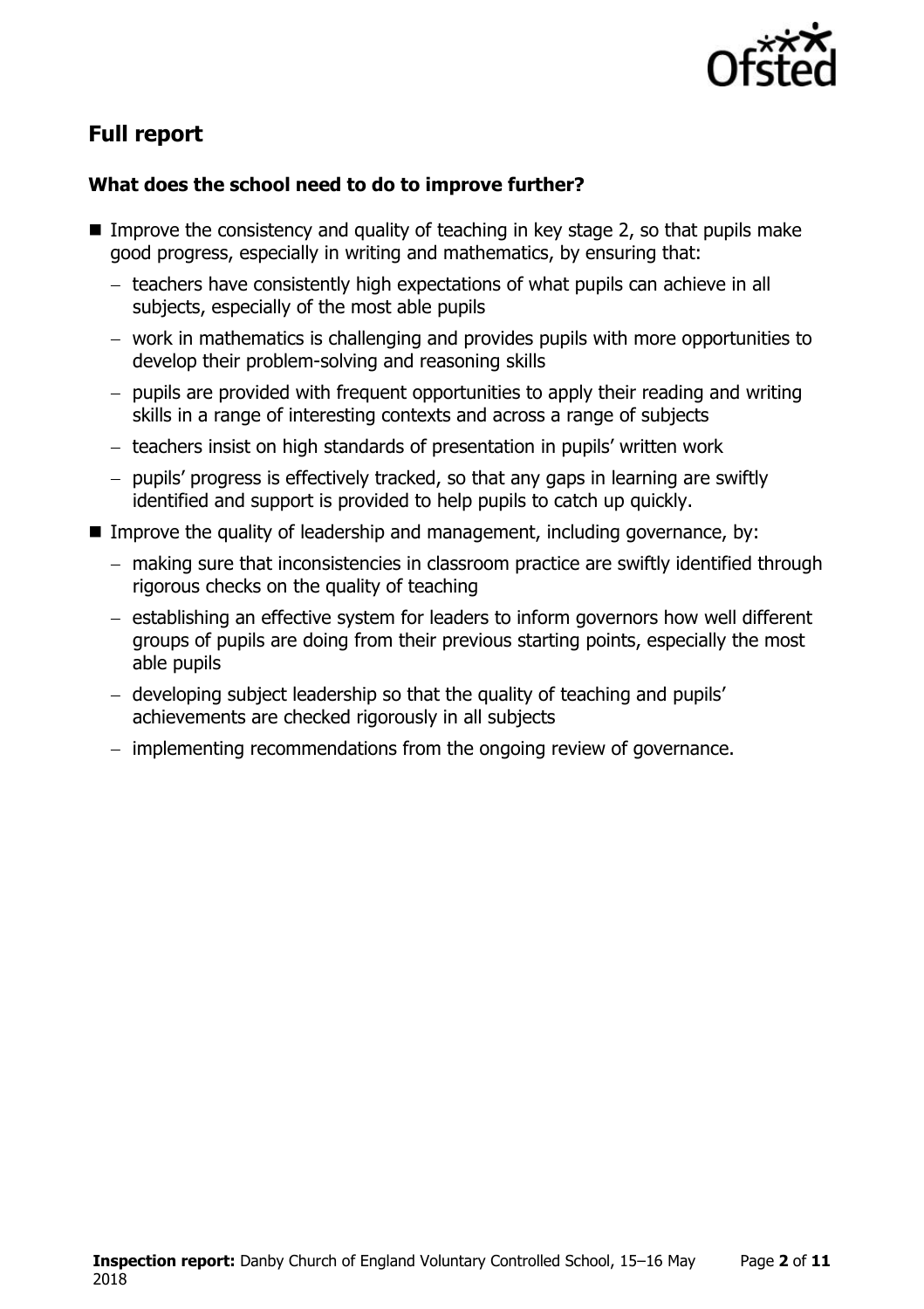## Full report

### What does the school need to do to improve further?

- Improve the consistency and quality of teaching in key stage 2, so that pupils make good progress, especially in writing and mathematics, by ensuring that:
  - teachers have consistently high expectations of what pupils can achieve in all subjects, especially of the most able pupils
  - work in mathematics is challenging and provides pupils with more opportunities to develop their problem-solving and reasoning skills
  - pupils are provided with frequent opportunities to apply their reading and writing skills in a range of interesting contexts and across a range of subjects
  - teachers insist on high standards of presentation in pupils' written work
  - pupils' progress is effectively tracked, so that any gaps in learning are swiftly identified and support is provided to help pupils to catch up quickly.
- Improve the quality of leadership and management, including governance, by:
  - making sure that inconsistencies in classroom practice are swiftly identified through rigorous checks on the quality of teaching
  - establishing an effective system for leaders to inform governors how well different groups of pupils are doing from their previous starting points, especially the most able pupils
  - developing subject leadership so that the quality of teaching and pupils' achievements are checked rigorously in all subjects
  - implementing recommendations from the ongoing review of governance.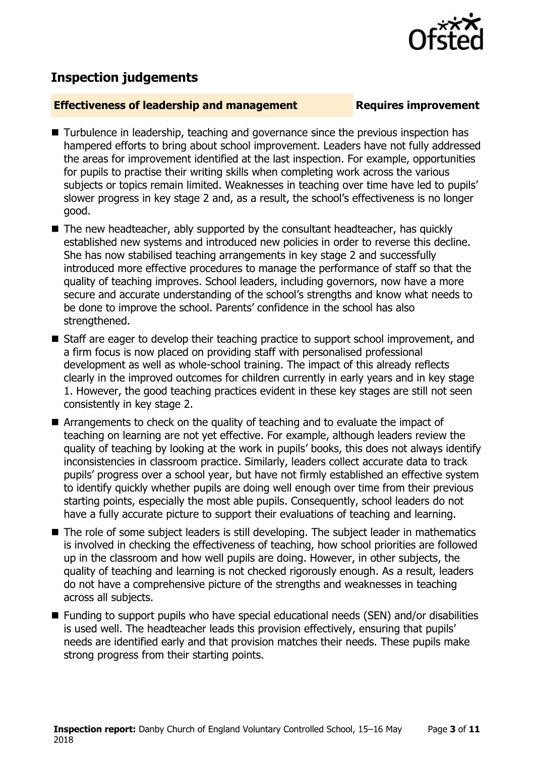## Inspection judgements

**Effectiveness of leadership and management** **Requires improvement**

- Turbulence in leadership, teaching and governance since the previous inspection has hampered efforts to bring about school improvement. Leaders have not fully addressed the areas for improvement identified at the last inspection. For example, opportunities for pupils to practise their writing skills when completing work across the various subjects or topics remain limited. Weaknesses in teaching over time have led to pupils' slower progress in key stage 2 and, as a result, the school's effectiveness is no longer good.
- The new headteacher, ably supported by the consultant headteacher, has quickly established new systems and introduced new policies in order to reverse this decline. She has now stabilised teaching arrangements in key stage 2 and successfully introduced more effective procedures to manage the performance of staff so that the quality of teaching improves. School leaders, including governors, now have a more secure and accurate understanding of the school's strengths and know what needs to be done to improve the school. Parents' confidence in the school has also strengthened.
- Staff are eager to develop their teaching practice to support school improvement, and a firm focus is now placed on providing staff with personalised professional development as well as whole-school training. The impact of this already reflects clearly in the improved outcomes for children currently in early years and in key stage 1. However, the good teaching practices evident in these key stages are still not seen consistently in key stage 2.
- Arrangements to check on the quality of teaching and to evaluate the impact of teaching on learning are not yet effective. For example, although leaders review the quality of teaching by looking at the work in pupils' books, this does not always identify inconsistencies in classroom practice. Similarly, leaders collect accurate data to track pupils' progress over a school year, but have not firmly established an effective system to identify quickly whether pupils are doing well enough over time from their previous starting points, especially the most able pupils. Consequently, school leaders do not have a fully accurate picture to support their evaluations of teaching and learning.
- The role of some subject leaders is still developing. The subject leader in mathematics is involved in checking the effectiveness of teaching, how school priorities are followed up in the classroom and how well pupils are doing. However, in other subjects, the quality of teaching and learning is not checked rigorously enough. As a result, leaders do not have a comprehensive picture of the strengths and weaknesses in teaching across all subjects.
- Funding to support pupils who have special educational needs (SEN) and/or disabilities is used well. The headteacher leads this provision effectively, ensuring that pupils' needs are identified early and that provision matches their needs. These pupils make strong progress from their starting points.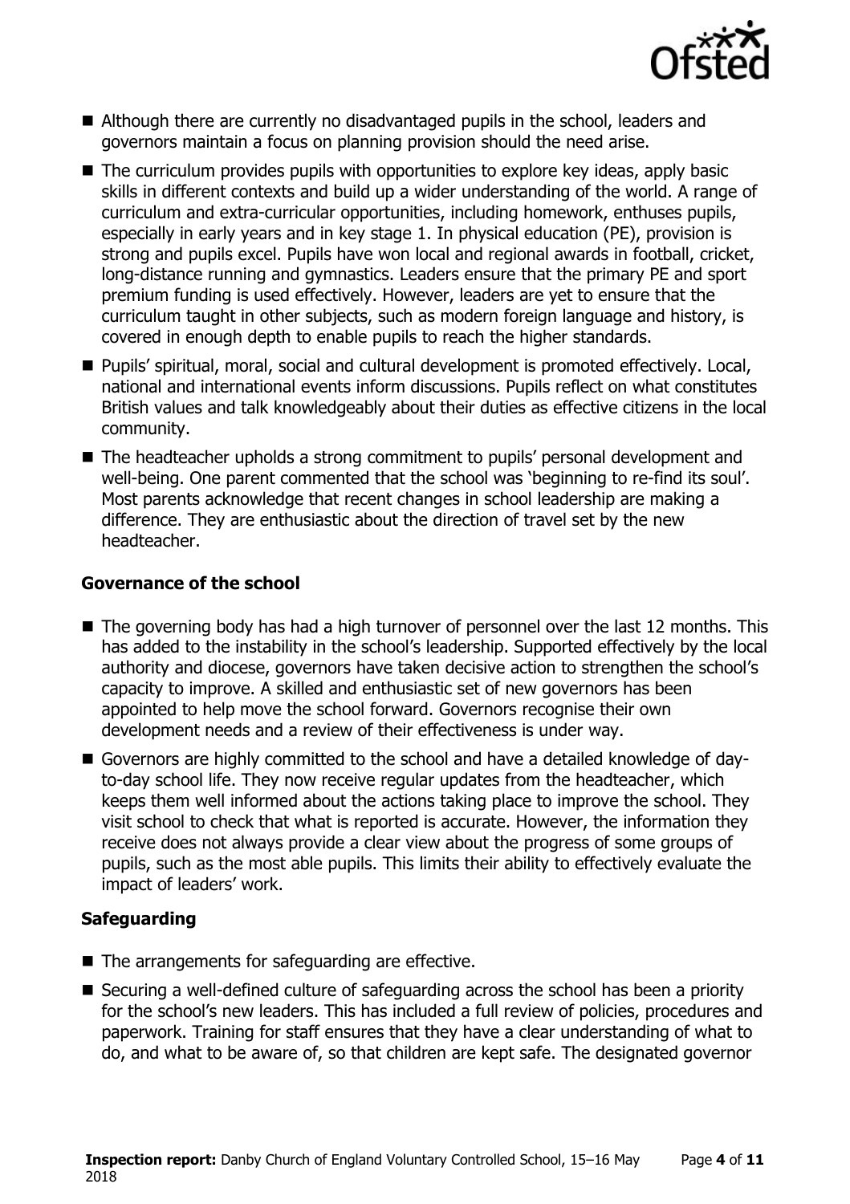- Although there are currently no disadvantaged pupils in the school, leaders and governors maintain a focus on planning provision should the need arise.
- The curriculum provides pupils with opportunities to explore key ideas, apply basic skills in different contexts and build up a wider understanding of the world. A range of curriculum and extra-curricular opportunities, including homework, enthuses pupils, especially in early years and in key stage 1. In physical education (PE), provision is strong and pupils excel. Pupils have won local and regional awards in football, cricket, long-distance running and gymnastics. Leaders ensure that the primary PE and sport premium funding is used effectively. However, leaders are yet to ensure that the curriculum taught in other subjects, such as modern foreign language and history, is covered in enough depth to enable pupils to reach the higher standards.
- Pupils' spiritual, moral, social and cultural development is promoted effectively. Local, national and international events inform discussions. Pupils reflect on what constitutes British values and talk knowledgeably about their duties as effective citizens in the local community.
- The headteacher upholds a strong commitment to pupils' personal development and well-being. One parent commented that the school was 'beginning to re-find its soul'. Most parents acknowledge that recent changes in school leadership are making a difference. They are enthusiastic about the direction of travel set by the new headteacher.

### Governance of the school

- The governing body has had a high turnover of personnel over the last 12 months. This has added to the instability in the school's leadership. Supported effectively by the local authority and diocese, governors have taken decisive action to strengthen the school's capacity to improve. A skilled and enthusiastic set of new governors has been appointed to help move the school forward. Governors recognise their own development needs and a review of their effectiveness is under way.
- Governors are highly committed to the school and have a detailed knowledge of day-to-day school life. They now receive regular updates from the headteacher, which keeps them well informed about the actions taking place to improve the school. They visit school to check that what is reported is accurate. However, the information they receive does not always provide a clear view about the progress of some groups of pupils, such as the most able pupils. This limits their ability to effectively evaluate the impact of leaders' work.

### Safeguarding

- The arrangements for safeguarding are effective.
- Securing a well-defined culture of safeguarding across the school has been a priority for the school's new leaders. This has included a full review of policies, procedures and paperwork. Training for staff ensures that they have a clear understanding of what to do, and what to be aware of, so that children are kept safe. The designated governor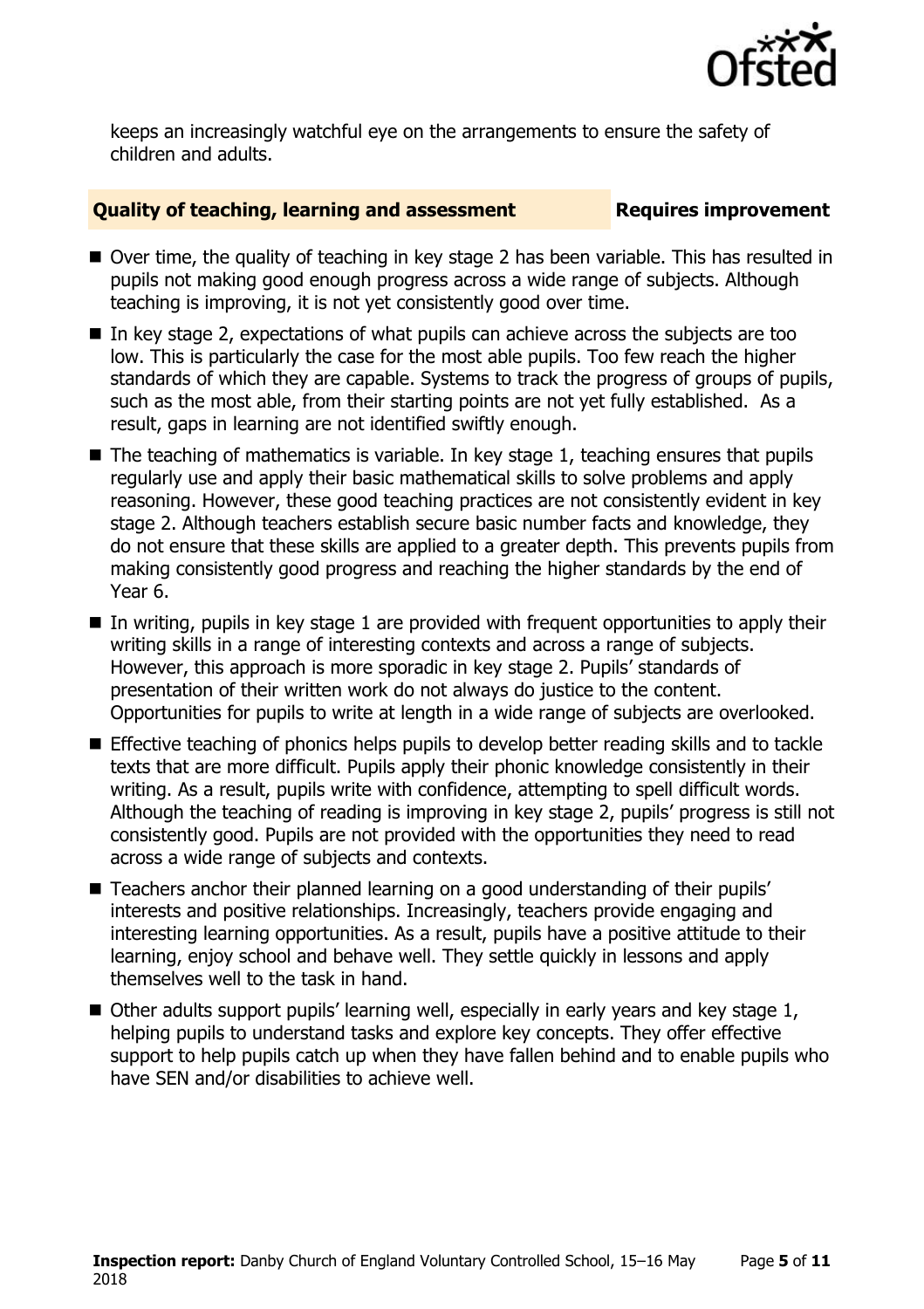keeps an increasingly watchful eye on the arrangements to ensure the safety of children and adults.

## Quality of teaching, learning and assessment — Requires improvement

- Over time, the quality of teaching in key stage 2 has been variable. This has resulted in pupils not making good enough progress across a wide range of subjects. Although teaching is improving, it is not yet consistently good over time.
- In key stage 2, expectations of what pupils can achieve across the subjects are too low. This is particularly the case for the most able pupils. Too few reach the higher standards of which they are capable. Systems to track the progress of groups of pupils, such as the most able, from their starting points are not yet fully established. As a result, gaps in learning are not identified swiftly enough.
- The teaching of mathematics is variable. In key stage 1, teaching ensures that pupils regularly use and apply their basic mathematical skills to solve problems and apply reasoning. However, these good teaching practices are not consistently evident in key stage 2. Although teachers establish secure basic number facts and knowledge, they do not ensure that these skills are applied to a greater depth. This prevents pupils from making consistently good progress and reaching the higher standards by the end of Year 6.
- In writing, pupils in key stage 1 are provided with frequent opportunities to apply their writing skills in a range of interesting contexts and across a range of subjects. However, this approach is more sporadic in key stage 2. Pupils' standards of presentation of their written work do not always do justice to the content. Opportunities for pupils to write at length in a wide range of subjects are overlooked.
- Effective teaching of phonics helps pupils to develop better reading skills and to tackle texts that are more difficult. Pupils apply their phonic knowledge consistently in their writing. As a result, pupils write with confidence, attempting to spell difficult words. Although the teaching of reading is improving in key stage 2, pupils' progress is still not consistently good. Pupils are not provided with the opportunities they need to read across a wide range of subjects and contexts.
- Teachers anchor their planned learning on a good understanding of their pupils' interests and positive relationships. Increasingly, teachers provide engaging and interesting learning opportunities. As a result, pupils have a positive attitude to their learning, enjoy school and behave well. They settle quickly in lessons and apply themselves well to the task in hand.
- Other adults support pupils' learning well, especially in early years and key stage 1, helping pupils to understand tasks and explore key concepts. They offer effective support to help pupils catch up when they have fallen behind and to enable pupils who have SEN and/or disabilities to achieve well.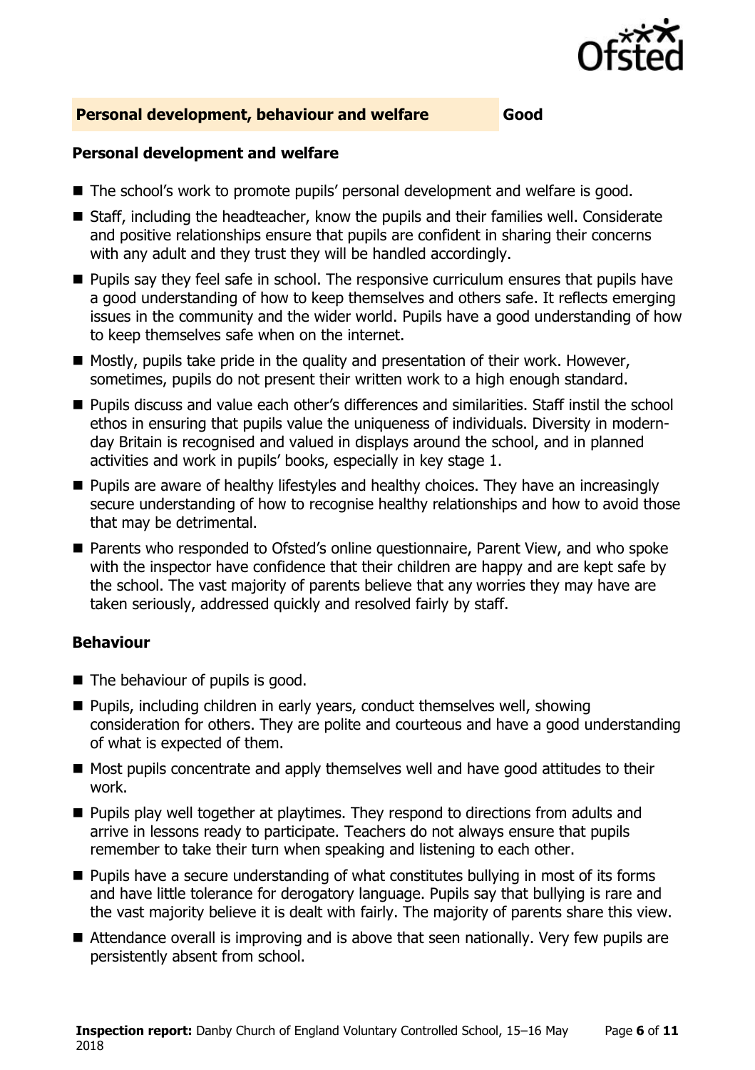## Personal development, behaviour and welfare — Good

### Personal development and welfare

- The school's work to promote pupils' personal development and welfare is good.
- Staff, including the headteacher, know the pupils and their families well. Considerate and positive relationships ensure that pupils are confident in sharing their concerns with any adult and they trust they will be handled accordingly.
- Pupils say they feel safe in school. The responsive curriculum ensures that pupils have a good understanding of how to keep themselves and others safe. It reflects emerging issues in the community and the wider world. Pupils have a good understanding of how to keep themselves safe when on the internet.
- Mostly, pupils take pride in the quality and presentation of their work. However, sometimes, pupils do not present their written work to a high enough standard.
- Pupils discuss and value each other's differences and similarities. Staff instil the school ethos in ensuring that pupils value the uniqueness of individuals. Diversity in modern-day Britain is recognised and valued in displays around the school, and in planned activities and work in pupils' books, especially in key stage 1.
- Pupils are aware of healthy lifestyles and healthy choices. They have an increasingly secure understanding of how to recognise healthy relationships and how to avoid those that may be detrimental.
- Parents who responded to Ofsted's online questionnaire, Parent View, and who spoke with the inspector have confidence that their children are happy and are kept safe by the school. The vast majority of parents believe that any worries they may have are taken seriously, addressed quickly and resolved fairly by staff.

### Behaviour

- The behaviour of pupils is good.
- Pupils, including children in early years, conduct themselves well, showing consideration for others. They are polite and courteous and have a good understanding of what is expected of them.
- Most pupils concentrate and apply themselves well and have good attitudes to their work.
- Pupils play well together at playtimes. They respond to directions from adults and arrive in lessons ready to participate. Teachers do not always ensure that pupils remember to take their turn when speaking and listening to each other.
- Pupils have a secure understanding of what constitutes bullying in most of its forms and have little tolerance for derogatory language. Pupils say that bullying is rare and the vast majority believe it is dealt with fairly. The majority of parents share this view.
- Attendance overall is improving and is above that seen nationally. Very few pupils are persistently absent from school.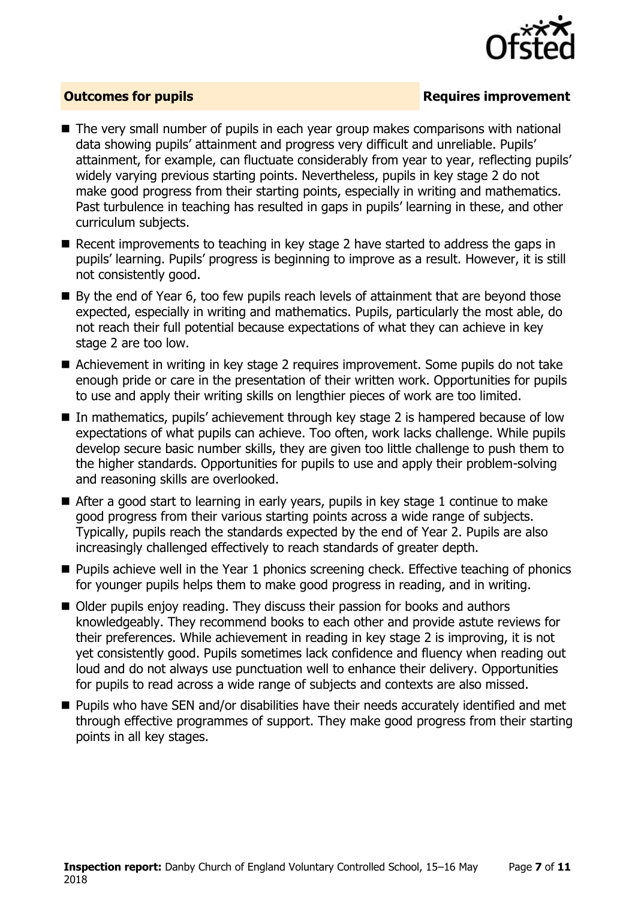## Outcomes for pupils — Requires improvement

- The very small number of pupils in each year group makes comparisons with national data showing pupils' attainment and progress very difficult and unreliable. Pupils' attainment, for example, can fluctuate considerably from year to year, reflecting pupils' widely varying previous starting points. Nevertheless, pupils in key stage 2 do not make good progress from their starting points, especially in writing and mathematics. Past turbulence in teaching has resulted in gaps in pupils' learning in these, and other curriculum subjects.
- Recent improvements to teaching in key stage 2 have started to address the gaps in pupils' learning. Pupils' progress is beginning to improve as a result. However, it is still not consistently good.
- By the end of Year 6, too few pupils reach levels of attainment that are beyond those expected, especially in writing and mathematics. Pupils, particularly the most able, do not reach their full potential because expectations of what they can achieve in key stage 2 are too low.
- Achievement in writing in key stage 2 requires improvement. Some pupils do not take enough pride or care in the presentation of their written work. Opportunities for pupils to use and apply their writing skills on lengthier pieces of work are too limited.
- In mathematics, pupils' achievement through key stage 2 is hampered because of low expectations of what pupils can achieve. Too often, work lacks challenge. While pupils develop secure basic number skills, they are given too little challenge to push them to the higher standards. Opportunities for pupils to use and apply their problem-solving and reasoning skills are overlooked.
- After a good start to learning in early years, pupils in key stage 1 continue to make good progress from their various starting points across a wide range of subjects. Typically, pupils reach the standards expected by the end of Year 2. Pupils are also increasingly challenged effectively to reach standards of greater depth.
- Pupils achieve well in the Year 1 phonics screening check. Effective teaching of phonics for younger pupils helps them to make good progress in reading, and in writing.
- Older pupils enjoy reading. They discuss their passion for books and authors knowledgeably. They recommend books to each other and provide astute reviews for their preferences. While achievement in reading in key stage 2 is improving, it is not yet consistently good. Pupils sometimes lack confidence and fluency when reading out loud and do not always use punctuation well to enhance their delivery. Opportunities for pupils to read across a wide range of subjects and contexts are also missed.
- Pupils who have SEN and/or disabilities have their needs accurately identified and met through effective programmes of support. They make good progress from their starting points in all key stages.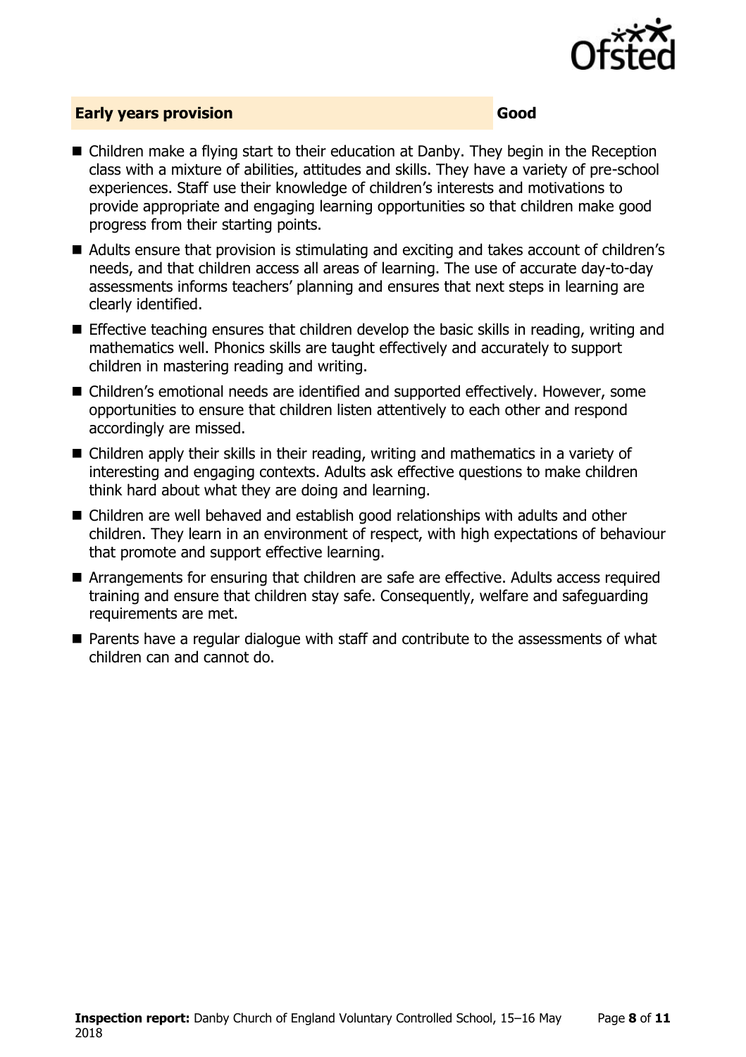## Early years provision — Good

- Children make a flying start to their education at Danby. They begin in the Reception class with a mixture of abilities, attitudes and skills. They have a variety of pre-school experiences. Staff use their knowledge of children's interests and motivations to provide appropriate and engaging learning opportunities so that children make good progress from their starting points.
- Adults ensure that provision is stimulating and exciting and takes account of children's needs, and that children access all areas of learning. The use of accurate day-to-day assessments informs teachers' planning and ensures that next steps in learning are clearly identified.
- Effective teaching ensures that children develop the basic skills in reading, writing and mathematics well. Phonics skills are taught effectively and accurately to support children in mastering reading and writing.
- Children's emotional needs are identified and supported effectively. However, some opportunities to ensure that children listen attentively to each other and respond accordingly are missed.
- Children apply their skills in their reading, writing and mathematics in a variety of interesting and engaging contexts. Adults ask effective questions to make children think hard about what they are doing and learning.
- Children are well behaved and establish good relationships with adults and other children. They learn in an environment of respect, with high expectations of behaviour that promote and support effective learning.
- Arrangements for ensuring that children are safe are effective. Adults access required training and ensure that children stay safe. Consequently, welfare and safeguarding requirements are met.
- Parents have a regular dialogue with staff and contribute to the assessments of what children can and cannot do.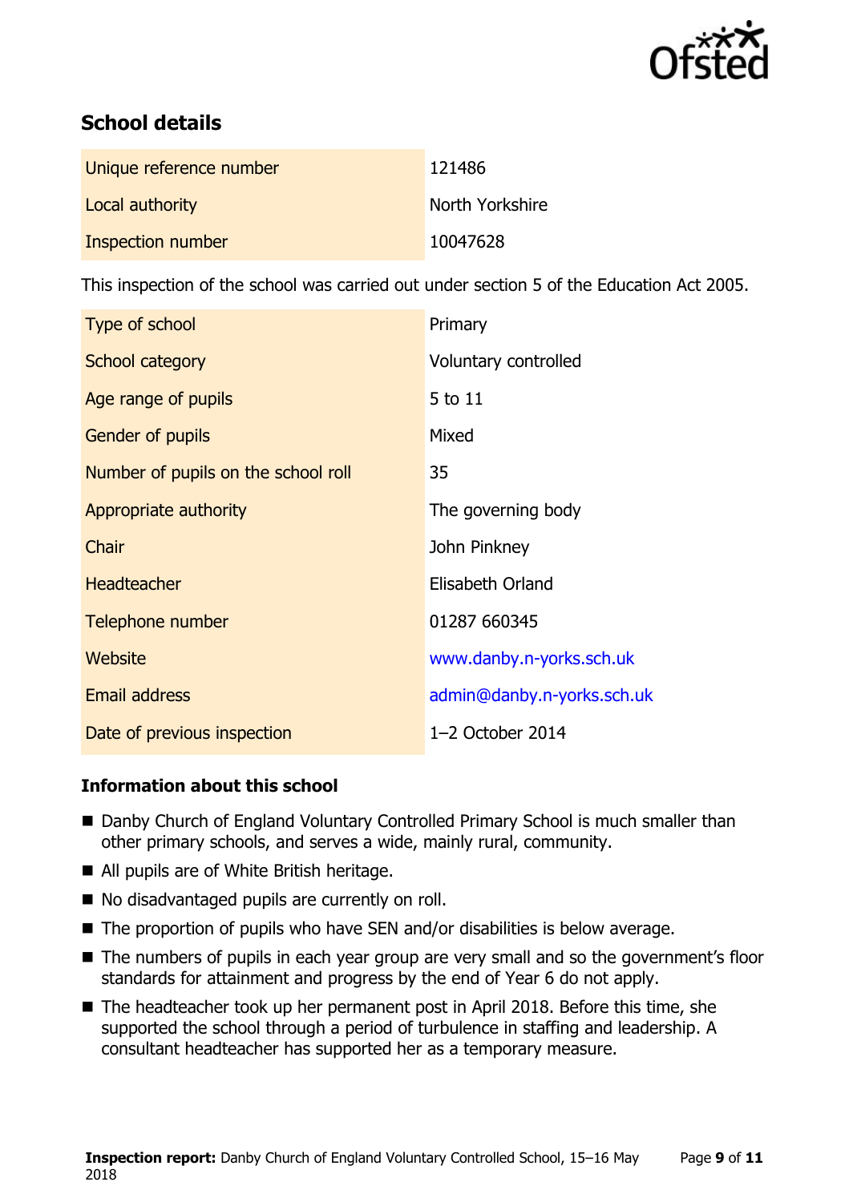## School details

| | |
|---|---|
| Unique reference number | 121486 |
| Local authority | North Yorkshire |
| Inspection number | 10047628 |

This inspection of the school was carried out under section 5 of the Education Act 2005.

| | |
|---|---|
| Type of school | Primary |
| School category | Voluntary controlled |
| Age range of pupils | 5 to 11 |
| Gender of pupils | Mixed |
| Number of pupils on the school roll | 35 |
| Appropriate authority | The governing body |
| Chair | John Pinkney |
| Headteacher | Elisabeth Orland |
| Telephone number | 01287 660345 |
| Website | www.danby.n-yorks.sch.uk |
| Email address | admin@danby.n-yorks.sch.uk |
| Date of previous inspection | 1–2 October 2014 |

### Information about this school

- Danby Church of England Voluntary Controlled Primary School is much smaller than other primary schools, and serves a wide, mainly rural, community.
- All pupils are of White British heritage.
- No disadvantaged pupils are currently on roll.
- The proportion of pupils who have SEN and/or disabilities is below average.
- The numbers of pupils in each year group are very small and so the government's floor standards for attainment and progress by the end of Year 6 do not apply.
- The headteacher took up her permanent post in April 2018. Before this time, she supported the school through a period of turbulence in staffing and leadership. A consultant headteacher has supported her as a temporary measure.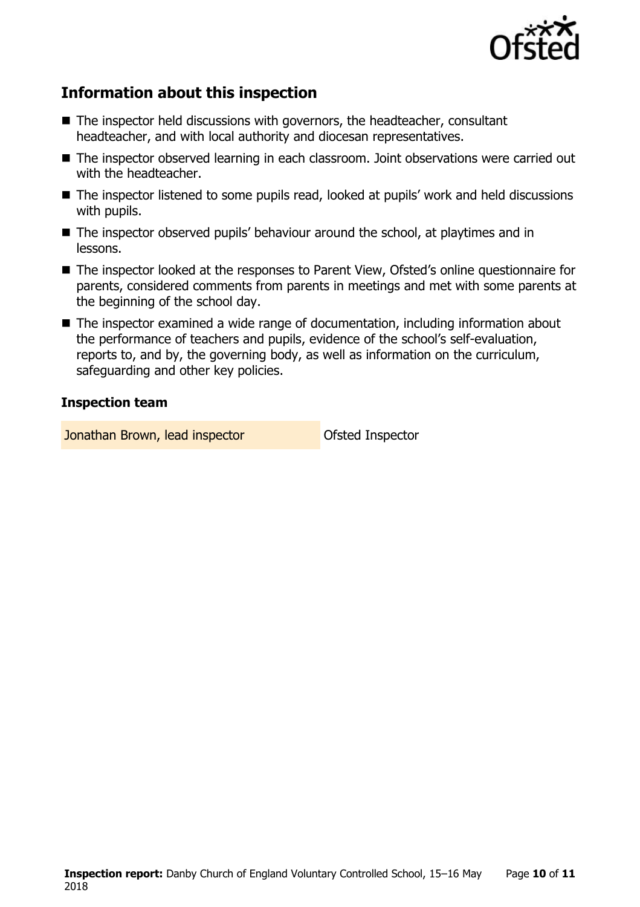## Information about this inspection

- The inspector held discussions with governors, the headteacher, consultant headteacher, and with local authority and diocesan representatives.
- The inspector observed learning in each classroom. Joint observations were carried out with the headteacher.
- The inspector listened to some pupils read, looked at pupils' work and held discussions with pupils.
- The inspector observed pupils' behaviour around the school, at playtimes and in lessons.
- The inspector looked at the responses to Parent View, Ofsted's online questionnaire for parents, considered comments from parents in meetings and met with some parents at the beginning of the school day.
- The inspector examined a wide range of documentation, including information about the performance of teachers and pupils, evidence of the school's self-evaluation, reports to, and by, the governing body, as well as information on the curriculum, safeguarding and other key policies.

### Inspection team

| | |
|---|---|
| Jonathan Brown, lead inspector | Ofsted Inspector |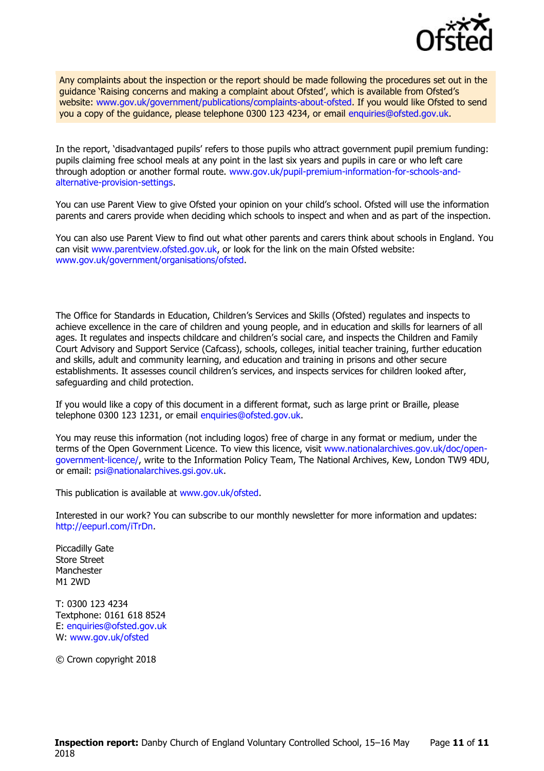Any complaints about the inspection or the report should be made following the procedures set out in the guidance 'Raising concerns and making a complaint about Ofsted', which is available from Ofsted's website: www.gov.uk/government/publications/complaints-about-ofsted. If you would like Ofsted to send you a copy of the guidance, please telephone 0300 123 4234, or email enquiries@ofsted.gov.uk.

In the report, 'disadvantaged pupils' refers to those pupils who attract government pupil premium funding: pupils claiming free school meals at any point in the last six years and pupils in care or who left care through adoption or another formal route. www.gov.uk/pupil-premium-information-for-schools-and-alternative-provision-settings.

You can use Parent View to give Ofsted your opinion on your child's school. Ofsted will use the information parents and carers provide when deciding which schools to inspect and when and as part of the inspection.

You can also use Parent View to find out what other parents and carers think about schools in England. You can visit www.parentview.ofsted.gov.uk, or look for the link on the main Ofsted website: www.gov.uk/government/organisations/ofsted.

The Office for Standards in Education, Children's Services and Skills (Ofsted) regulates and inspects to achieve excellence in the care of children and young people, and in education and skills for learners of all ages. It regulates and inspects childcare and children's social care, and inspects the Children and Family Court Advisory and Support Service (Cafcass), schools, colleges, initial teacher training, further education and skills, adult and community learning, and education and training in prisons and other secure establishments. It assesses council children's services, and inspects services for children looked after, safeguarding and child protection.

If you would like a copy of this document in a different format, such as large print or Braille, please telephone 0300 123 1231, or email enquiries@ofsted.gov.uk.

You may reuse this information (not including logos) free of charge in any format or medium, under the terms of the Open Government Licence. To view this licence, visit www.nationalarchives.gov.uk/doc/open-government-licence/, write to the Information Policy Team, The National Archives, Kew, London TW9 4DU, or email: psi@nationalarchives.gsi.gov.uk.

This publication is available at www.gov.uk/ofsted.

Interested in our work? You can subscribe to our monthly newsletter for more information and updates: http://eepurl.com/iTrDn.

Piccadilly Gate
Store Street
Manchester
M1 2WD

T: 0300 123 4234
Textphone: 0161 618 8524
E: enquiries@ofsted.gov.uk
W: www.gov.uk/ofsted

© Crown copyright 2018